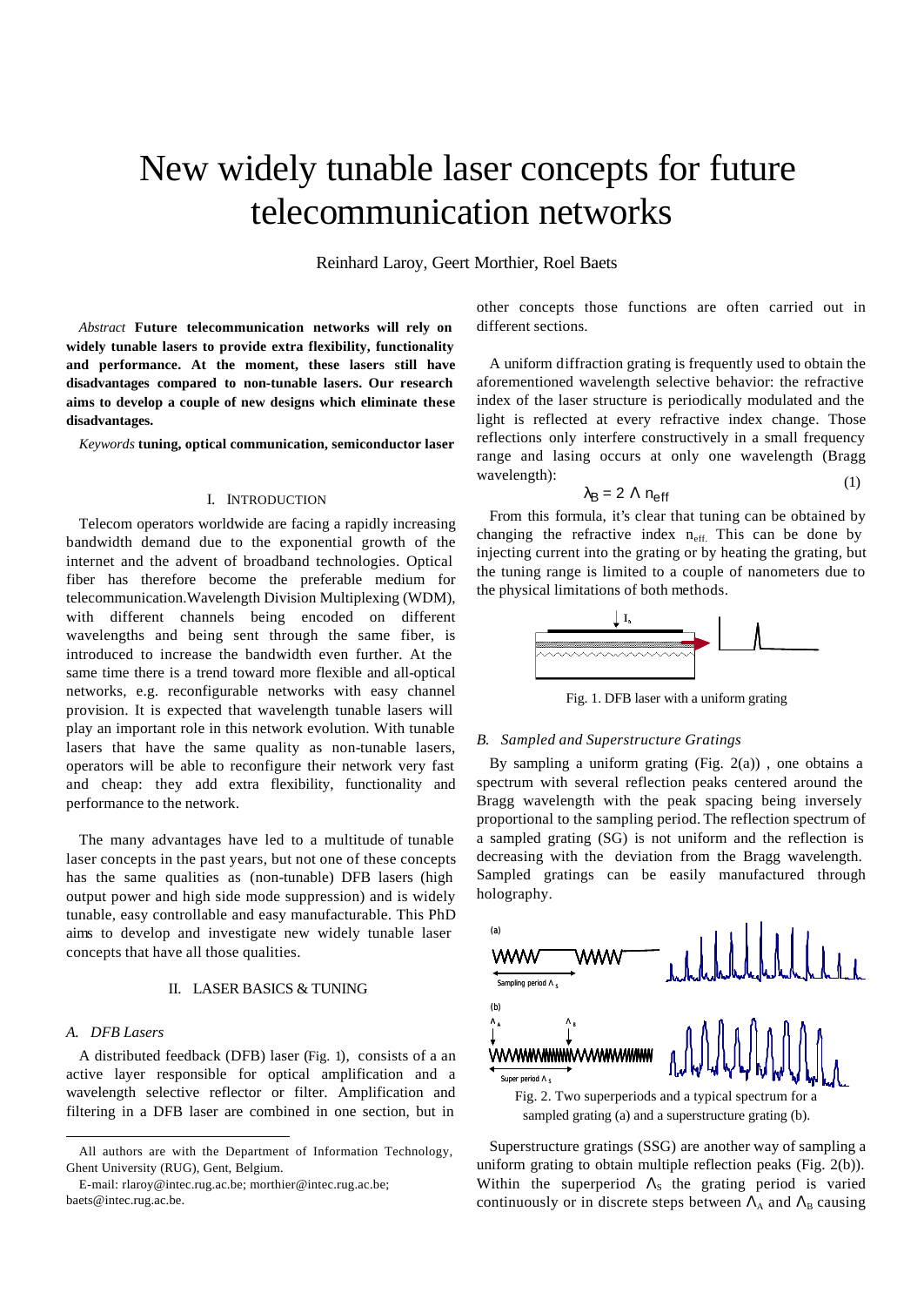# New widely tunable laser concepts for future telecommunication networks

Reinhard Laroy, Geert Morthier, Roel Baets

*Abstract* **Future telecommunication networks will rely on widely tunable lasers to provide extra flexibility, functionality and performance. At the moment, these lasers still have disadvantages compared to non-tunable lasers. Our research aims to develop a couple of new designs which eliminate these disadvantages.**

*Keywords* **tuning, optical communication, semiconductor laser**

## I. Introduction

Telecom operators worldwide are facing a rapidly increasing bandwidth demand due to the exponential growth of the internet and the advent of broadband technologies. Optical fiber has therefore become the preferable medium for telecommunication.Wavelength Division Multiplexing (WDM), with different channels being encoded on different wavelengths and being sent through the same fiber, is introduced to increase the bandwidth even further. At the same time there is a trend toward more flexible and all-optical networks, e.g. reconfigurable networks with easy channel provision. It is expected that wavelength tunable lasers will play an important role in this network evolution. With tunable lasers that have the same quality as non-tunable lasers, operators will be able to reconfigure their network very fast and cheap: they add extra flexibility, functionality and performance to the network.

The many advantages have led to a multitude of tunable laser concepts in the past years, but not one of these concepts has the same qualities as (non-tunable) DFB lasers (high output power and high side mode suppression) and is widely tunable, easy controllable and easy manufacturable. This PhD aims to develop and investigate new widely tunable laser concepts that have all those qualities.

## II. Laser Basics & Tuning

### A. DFB Lasers

A distributed feedback (DFB) laser (Fig. 1), consists of a an active layer responsible for optical amplification and a wavelength selective reflector or filter. Amplification and filtering in a DFB laser are combined in one section, but in other concepts those functions are often carried out in different sections.

A uniform diffraction grating is frequently used to obtain the aforementioned wavelength selective behavior: the refractive index of the laser structure is periodically modulated and the light is reflected at every refractive index change. Those reflections only interfere constructively in a small frequency range and lasing occurs at only one wavelength (Bragg wavelength):

$$\lambda_B = 2\,\Lambda\, n_{eff} \tag{1}$$

From this formula, it's clear that tuning can be obtained by changing the refractive index $n_{eff}$. This can be done by injecting current into the grating or by heating the grating, but the tuning range is limited to a couple of nanometers due to the physical limitations of both methods.

Fig. 1. DFB laser with a uniform grating

### B. Sampled and Superstructure Gratings

By sampling a uniform grating (Fig. 2(a)) , one obtains a spectrum with several reflection peaks centered around the Bragg wavelength with the peak spacing being inversely proportional to the sampling period. The reflection spectrum of a sampled grating (SG) is not uniform and the reflection is decreasing with the deviation from the Bragg wavelength. Sampled gratings can be easily manufactured through holography.

Fig. 2. Two superperiods and a typical spectrum for a sampled grating (a) and a superstructure grating (b).

Superstructure gratings (SSG) are another way of sampling a uniform grating to obtain multiple reflection peaks (Fig. 2(b)). Within the superperiod $\Lambda_S$ the grating period is varied continuously or in discrete steps between $\Lambda_A$ and $\Lambda_B$ causing

---

All authors are with the Department of Information Technology, Ghent University (RUG), Gent, Belgium.

E-mail: rlaroy@intec.rug.ac.be; morthier@intec.rug.ac.be; baets@intec.rug.ac.be.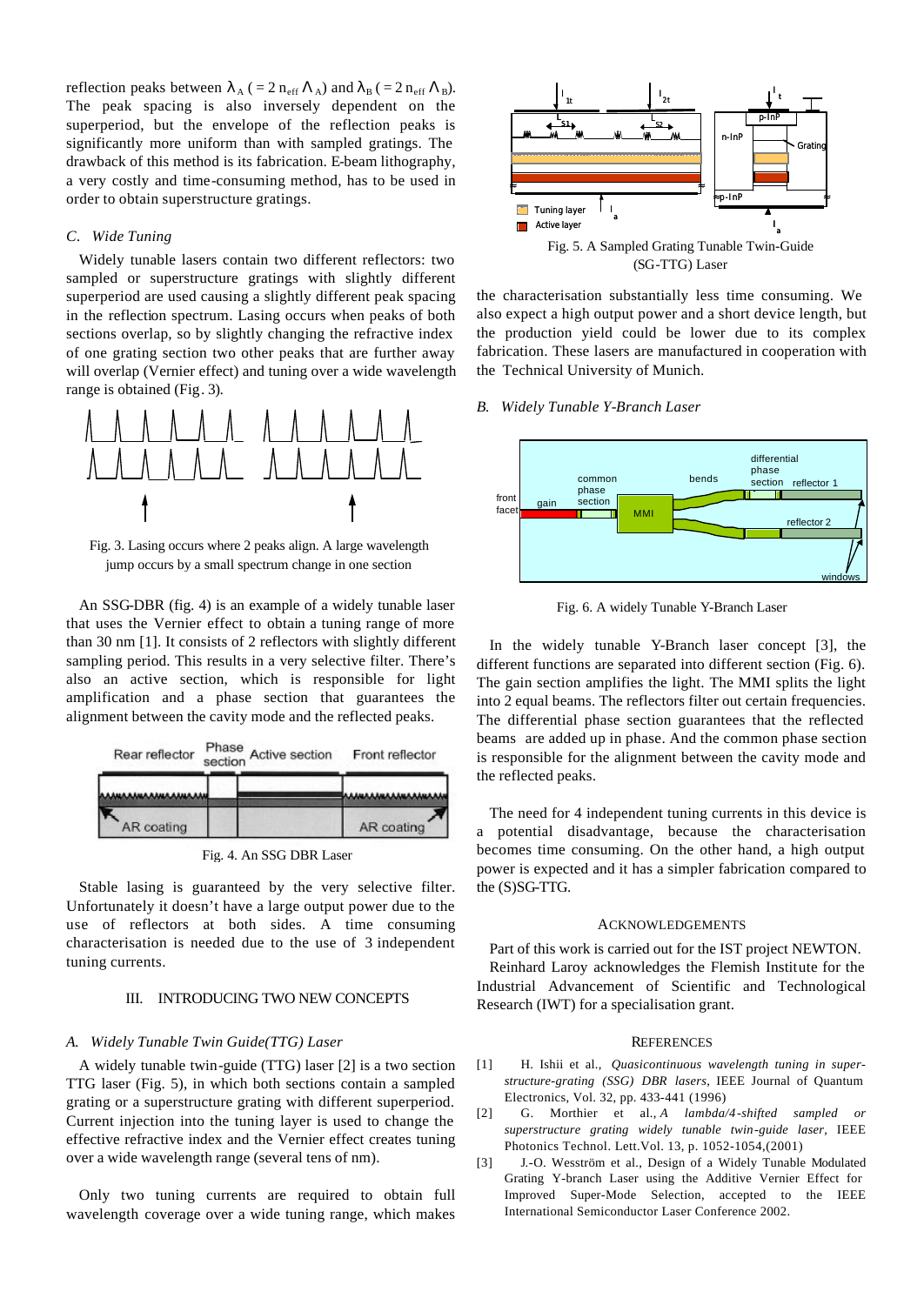reflection peaks between $\lambda_A$ ($= 2\, n_{eff}\, \Lambda_A$) and $\lambda_B$ ($= 2\, n_{eff}\, \Lambda_B$). The peak spacing is also inversely dependent on the superperiod, but the envelope of the reflection peaks is significantly more uniform than with sampled gratings. The drawback of this method is its fabrication. E-beam lithography, a very costly and time-consuming method, has to be used in order to obtain superstructure gratings.

### C. Wide Tuning

Widely tunable lasers contain two different reflectors: two sampled or superstructure gratings with slightly different superperiod are used causing a slightly different peak spacing in the reflection spectrum. Lasing occurs when peaks of both sections overlap, so by slightly changing the refractive index of one grating section two other peaks that are further away will overlap (Vernier effect) and tuning over a wide wavelength range is obtained (Fig. 3).

Fig. 3. Lasing occurs where 2 peaks align. A large wavelength jump occurs by a small spectrum change in one section

An SSG-DBR (fig. 4) is an example of a widely tunable laser that uses the Vernier effect to obtain a tuning range of more than 30 nm [1]. It consists of 2 reflectors with slightly different sampling period. This results in a very selective filter. There's also an active section, which is responsible for light amplification and a phase section that guarantees the alignment between the cavity mode and the reflected peaks.

Rear reflector
Phase section
Active section
Front reflector
AR coating
AR coating

Fig. 4. An SSG DBR Laser

Stable lasing is guaranteed by the very selective filter. Unfortunately it doesn't have a large output power due to the use of reflectors at both sides. A time consuming characterisation is needed due to the use of 3 independent tuning currents.

## III. INTRODUCING TWO NEW CONCEPTS

### A. Widely Tunable Twin Guide(TTG) Laser

A widely tunable twin-guide (TTG) laser [2] is a two section TTG laser (Fig. 5), in which both sections contain a sampled grating or a superstructure grating with different superperiod. Current injection into the tuning layer is used to change the effective refractive index and the Vernier effect creates tuning over a wide wavelength range (several tens of nm).

Only two tuning currents are required to obtain full wavelength coverage over a wide tuning range, which makes the characterisation substantially less time consuming. We also expect a high output power and a short device length, but the production yield could be lower due to its complex fabrication. These lasers are manufactured in cooperation with the Technical University of Munich.

$I_{1t}$
$I_{2t}$
$L_{S1}$
$L_{S2}$
$I_t$
p-InP
n-InP
Grating
p-InP
Tuning layer
Active layer
$I_a$
$I_a$

Fig. 5. A Sampled Grating Tunable Twin-Guide (SG-TTG) Laser

### B. Widely Tunable Y-Branch Laser

front facet
gain
common phase section
MMI
bends
differential phase section
reflector 1
reflector 2
windows

Fig. 6. A widely Tunable Y-Branch Laser

In the widely tunable Y-Branch laser concept [3], the different functions are separated into different section (Fig. 6). The gain section amplifies the light. The MMI splits the light into 2 equal beams. The reflectors filter out certain frequencies. The differential phase section guarantees that the reflected beams are added up in phase. And the common phase section is responsible for the alignment between the cavity mode and the reflected peaks.

The need for 4 independent tuning currents in this device is a potential disadvantage, because the characterisation becomes time consuming. On the other hand, a high output power is expected and it has a simpler fabrication compared to the (S)SG-TTG.

## ACKNOWLEDGEMENTS

Part of this work is carried out for the IST project NEWTON.
Reinhard Laroy acknowledges the Flemish Institute for the Industrial Advancement of Scientific and Technological Research (IWT) for a specialisation grant.

## REFERENCES

[1] H. Ishii et al., *Quasicontinuous wavelength tuning in super-structure-grating (SSG) DBR lasers*, IEEE Journal of Quantum Electronics, Vol. 32, pp. 433-441 (1996)

[2] G. Morthier et al., *A lambda/4-shifted sampled or superstructure grating widely tunable twin-guide laser*, IEEE Photonics Technol. Lett.Vol. 13, p. 1052-1054,(2001)

[3] J.-O. Wesström et al., Design of a Widely Tunable Modulated Grating Y-branch Laser using the Additive Vernier Effect for Improved Super-Mode Selection, accepted to the IEEE International Semiconductor Laser Conference 2002.